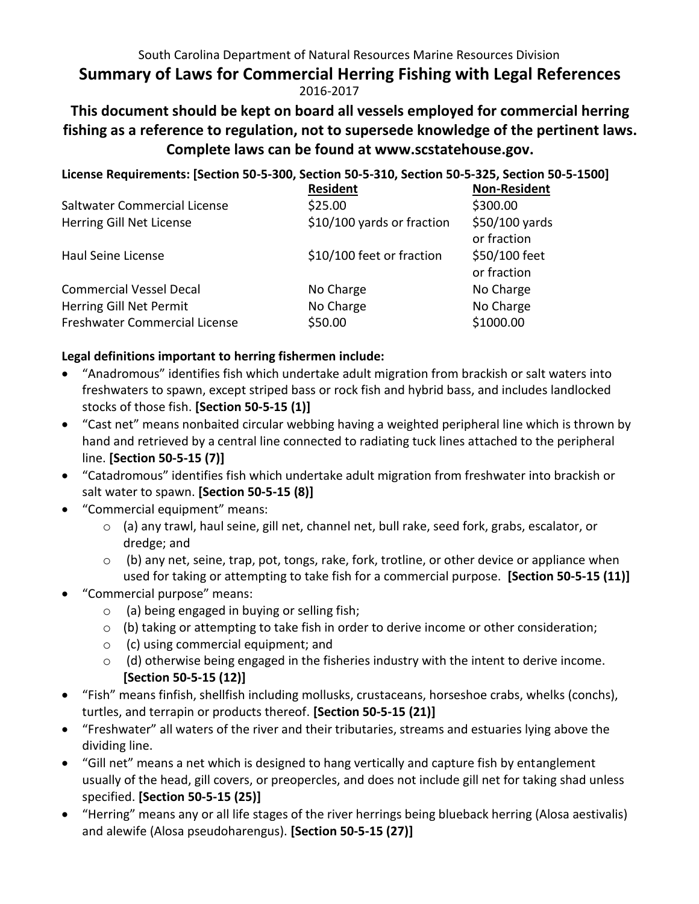South Carolina Department of Natural Resources Marine Resources Division

# Summary of Laws for Commercial Herring Fishing with Legal References

2016-2017

## This document should be kept on board all vessels employed for commercial herring fishing as a reference to regulation, not to supersede knowledge of the pertinent laws. Complete laws can be found at www.scstatehouse.gov.

**License Requirements: [Section 50-5-300, Section 50-5-310, Section 50-5-325, Section 50-5-1500]**

| | Resident | Non-Resident |
|---|---|---|
| Saltwater Commercial License | $25.00 | $300.00 |
| Herring Gill Net License | $10/100 yards or fraction | $50/100 yards or fraction |
| Haul Seine License | $10/100 feet or fraction | $50/100 feet or fraction |
| Commercial Vessel Decal | No Charge | No Charge |
| Herring Gill Net Permit | No Charge | No Charge |
| Freshwater Commercial License | $50.00 | $1000.00 |

**Legal definitions important to herring fishermen include:**

- "Anadromous" identifies fish which undertake adult migration from brackish or salt waters into freshwaters to spawn, except striped bass or rock fish and hybrid bass, and includes landlocked stocks of those fish. **[Section 50-5-15 (1)]**
- "Cast net" means nonbaited circular webbing having a weighted peripheral line which is thrown by hand and retrieved by a central line connected to radiating tuck lines attached to the peripheral line. **[Section 50-5-15 (7)]**
- "Catadromous" identifies fish which undertake adult migration from freshwater into brackish or salt water to spawn. **[Section 50-5-15 (8)]**
- "Commercial equipment" means:
  - (a) any trawl, haul seine, gill net, channel net, bull rake, seed fork, grabs, escalator, or dredge; and
  - (b) any net, seine, trap, pot, tongs, rake, fork, trotline, or other device or appliance when used for taking or attempting to take fish for a commercial purpose. **[Section 50-5-15 (11)]**
- "Commercial purpose" means:
  - (a) being engaged in buying or selling fish;
  - (b) taking or attempting to take fish in order to derive income or other consideration;
  - (c) using commercial equipment; and
  - (d) otherwise being engaged in the fisheries industry with the intent to derive income. **[Section 50-5-15 (12)]**
- "Fish" means finfish, shellfish including mollusks, crustaceans, horseshoe crabs, whelks (conchs), turtles, and terrapin or products thereof. **[Section 50-5-15 (21)]**
- "Freshwater" all waters of the river and their tributaries, streams and estuaries lying above the dividing line.
- "Gill net" means a net which is designed to hang vertically and capture fish by entanglement usually of the head, gill covers, or preopercles, and does not include gill net for taking shad unless specified. **[Section 50-5-15 (25)]**
- "Herring" means any or all life stages of the river herrings being blueback herring (Alosa aestivalis) and alewife (Alosa pseudoharengus). **[Section 50-5-15 (27)]**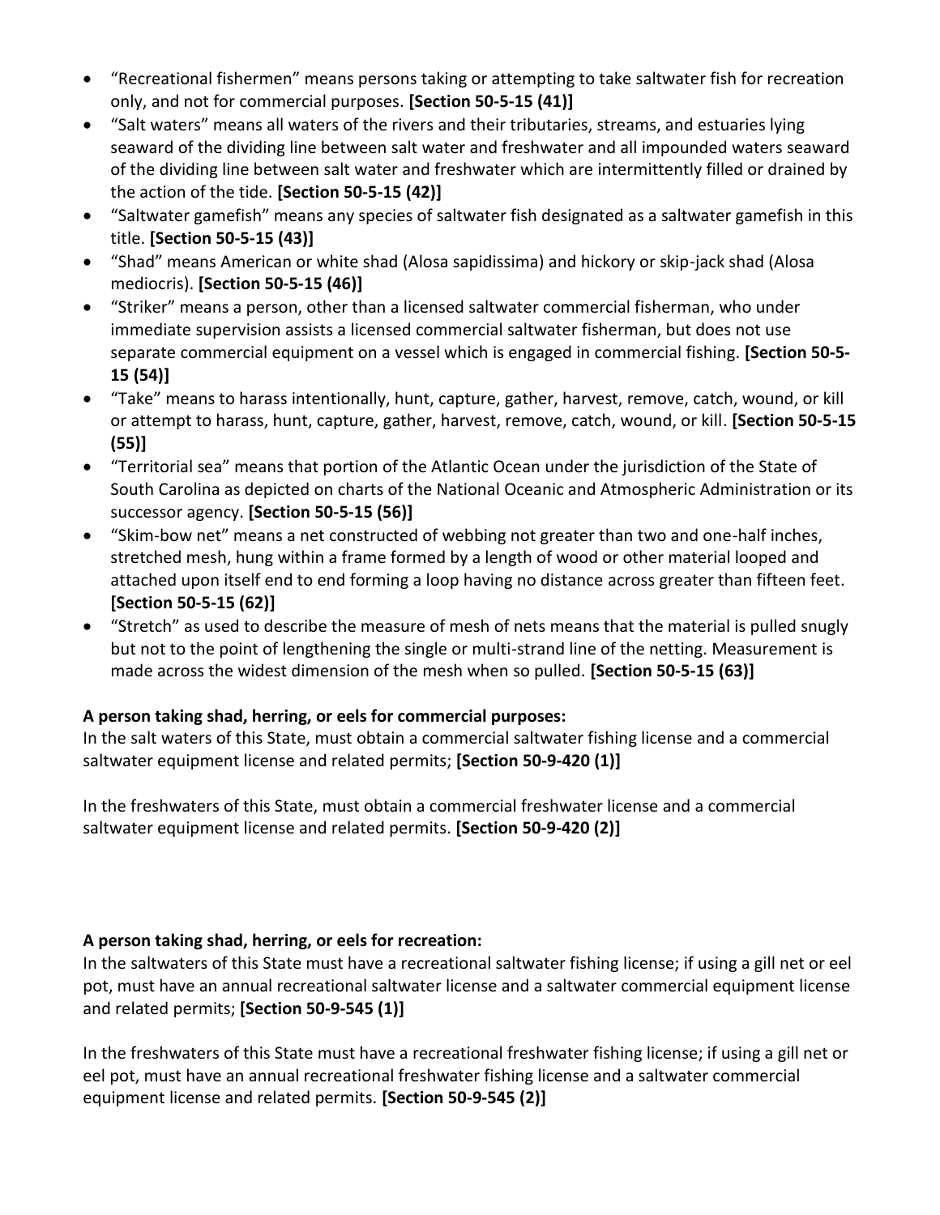- "Recreational fishermen" means persons taking or attempting to take saltwater fish for recreation only, and not for commercial purposes. **[Section 50-5-15 (41)]**
- "Salt waters" means all waters of the rivers and their tributaries, streams, and estuaries lying seaward of the dividing line between salt water and freshwater and all impounded waters seaward of the dividing line between salt water and freshwater which are intermittently filled or drained by the action of the tide. **[Section 50-5-15 (42)]**
- "Saltwater gamefish" means any species of saltwater fish designated as a saltwater gamefish in this title. **[Section 50-5-15 (43)]**
- "Shad" means American or white shad (Alosa sapidissima) and hickory or skip-jack shad (Alosa mediocris). **[Section 50-5-15 (46)]**
- "Striker" means a person, other than a licensed saltwater commercial fisherman, who under immediate supervision assists a licensed commercial saltwater fisherman, but does not use separate commercial equipment on a vessel which is engaged in commercial fishing. **[Section 50-5-15 (54)]**
- "Take" means to harass intentionally, hunt, capture, gather, harvest, remove, catch, wound, or kill or attempt to harass, hunt, capture, gather, harvest, remove, catch, wound, or kill. **[Section 50-5-15 (55)]**
- "Territorial sea" means that portion of the Atlantic Ocean under the jurisdiction of the State of South Carolina as depicted on charts of the National Oceanic and Atmospheric Administration or its successor agency. **[Section 50-5-15 (56)]**
- "Skim-bow net" means a net constructed of webbing not greater than two and one-half inches, stretched mesh, hung within a frame formed by a length of wood or other material looped and attached upon itself end to end forming a loop having no distance across greater than fifteen feet. **[Section 50-5-15 (62)]**
- "Stretch" as used to describe the measure of mesh of nets means that the material is pulled snugly but not to the point of lengthening the single or multi-strand line of the netting. Measurement is made across the widest dimension of the mesh when so pulled. **[Section 50-5-15 (63)]**

**A person taking shad, herring, or eels for commercial purposes:**

In the salt waters of this State, must obtain a commercial saltwater fishing license and a commercial saltwater equipment license and related permits; **[Section 50-9-420 (1)]**

In the freshwaters of this State, must obtain a commercial freshwater license and a commercial saltwater equipment license and related permits. **[Section 50-9-420 (2)]**

**A person taking shad, herring, or eels for recreation:**

In the saltwaters of this State must have a recreational saltwater fishing license; if using a gill net or eel pot, must have an annual recreational saltwater license and a saltwater commercial equipment license and related permits; **[Section 50-9-545 (1)]**

In the freshwaters of this State must have a recreational freshwater fishing license; if using a gill net or eel pot, must have an annual recreational freshwater fishing license and a saltwater commercial equipment license and related permits. **[Section 50-9-545 (2)]**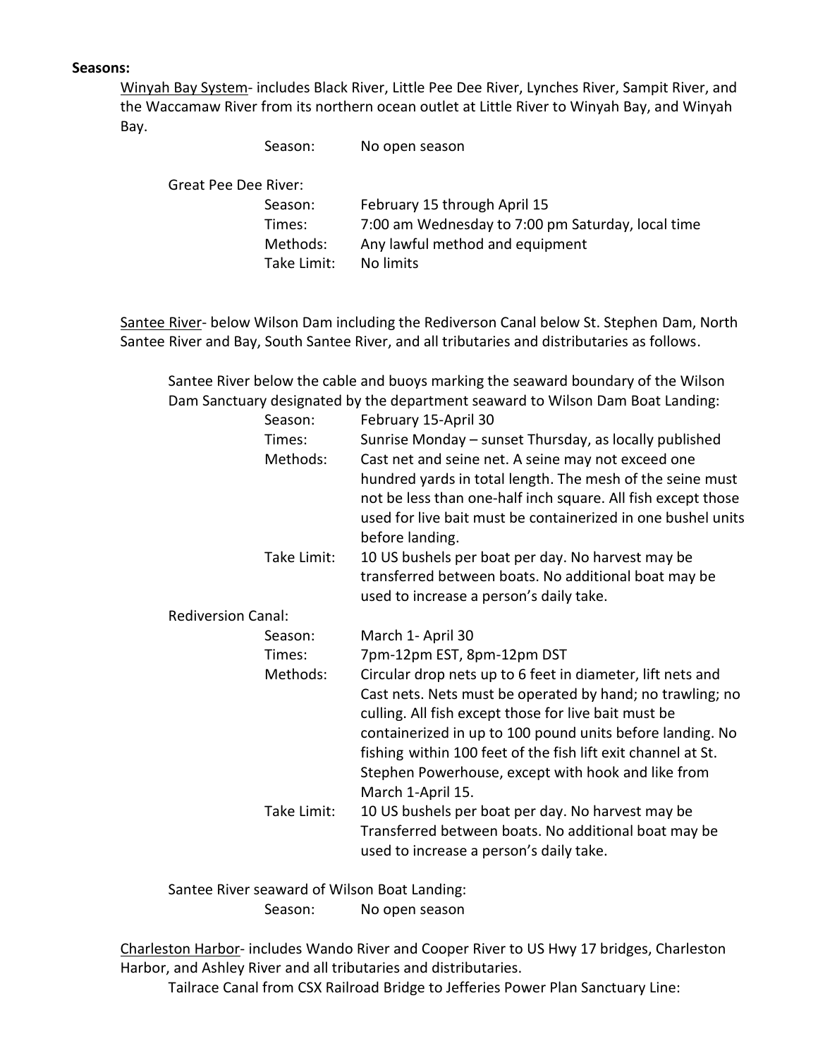**Seasons:**

<u>Winyah Bay System</u>- includes Black River, Little Pee Dee River, Lynches River, Sampit River, and the Waccamaw River from its northern ocean outlet at Little River to Winyah Bay, and Winyah Bay.

Season: No open season

Great Pee Dee River:

| | |
|---|---|
| Season: | February 15 through April 15 |
| Times: | 7:00 am Wednesday to 7:00 pm Saturday, local time |
| Methods: | Any lawful method and equipment |
| Take Limit: | No limits |

<u>Santee River</u>- below Wilson Dam including the Rediverson Canal below St. Stephen Dam, North Santee River and Bay, South Santee River, and all tributaries and distributaries as follows.

Santee River below the cable and buoys marking the seaward boundary of the Wilson Dam Sanctuary designated by the department seaward to Wilson Dam Boat Landing:

| | |
|---|---|
| Season: | February 15-April 30 |
| Times: | Sunrise Monday – sunset Thursday, as locally published |
| Methods: | Cast net and seine net. A seine may not exceed one hundred yards in total length. The mesh of the seine must not be less than one-half inch square. All fish except those used for live bait must be containerized in one bushel units before landing. |
| Take Limit: | 10 US bushels per boat per day. No harvest may be transferred between boats. No additional boat may be used to increase a person's daily take. |

Rediversion Canal:

| | |
|---|---|
| Season: | March 1- April 30 |
| Times: | 7pm-12pm EST, 8pm-12pm DST |
| Methods: | Circular drop nets up to 6 feet in diameter, lift nets and Cast nets. Nets must be operated by hand; no trawling; no culling. All fish except those for live bait must be containerized in up to 100 pound units before landing. No fishing within 100 feet of the fish lift exit channel at St. Stephen Powerhouse, except with hook and like from March 1-April 15. |
| Take Limit: | 10 US bushels per boat per day. No harvest may be Transferred between boats. No additional boat may be used to increase a person's daily take. |

Santee River seaward of Wilson Boat Landing:

Season: No open season

<u>Charleston Harbor</u>- includes Wando River and Cooper River to US Hwy 17 bridges, Charleston Harbor, and Ashley River and all tributaries and distributaries.

Tailrace Canal from CSX Railroad Bridge to Jefferies Power Plan Sanctuary Line: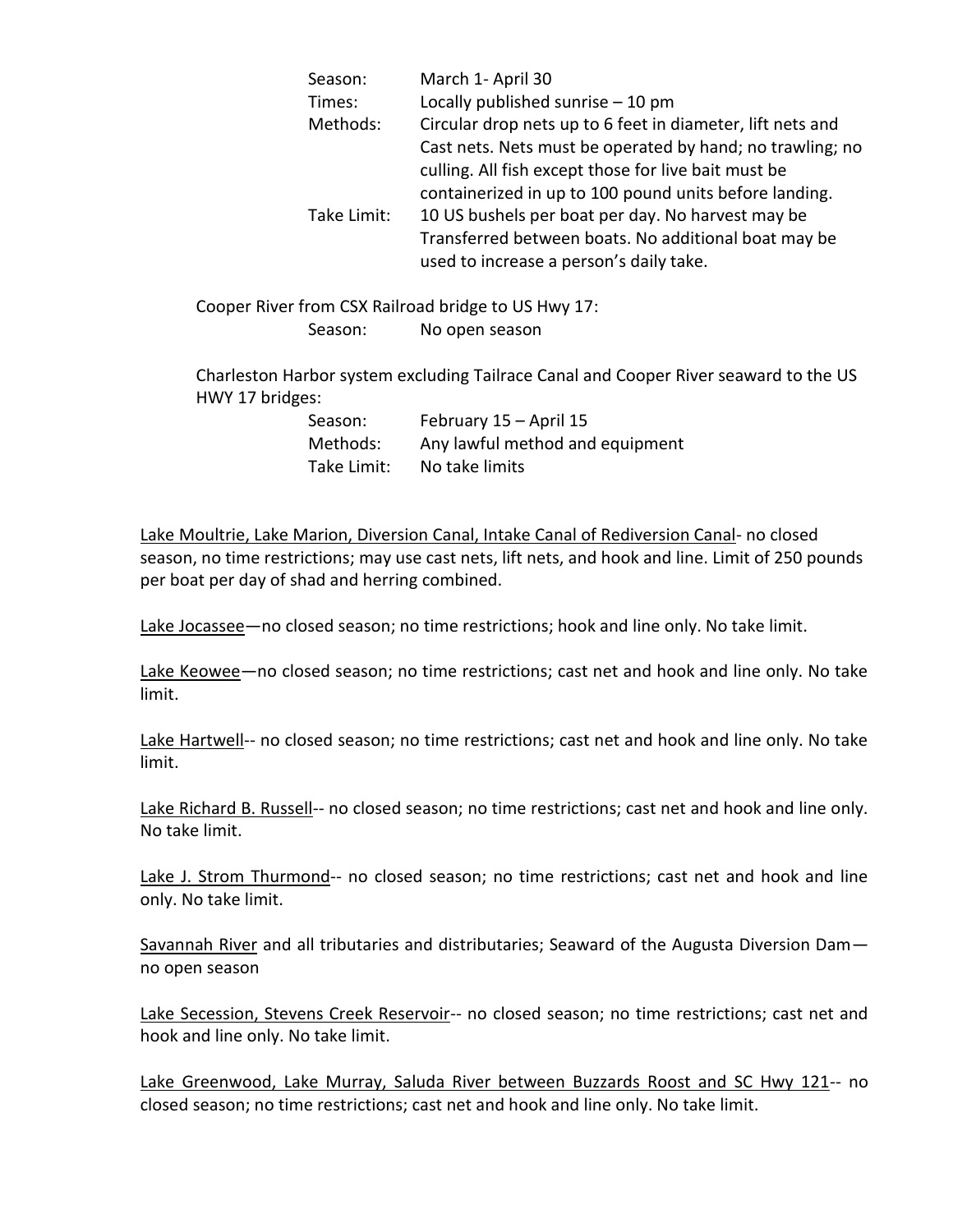Season: March 1- April 30

Times: Locally published sunrise – 10 pm

Methods: Circular drop nets up to 6 feet in diameter, lift nets and Cast nets. Nets must be operated by hand; no trawling; no culling. All fish except those for live bait must be containerized in up to 100 pound units before landing.

Take Limit: 10 US bushels per boat per day. No harvest may be Transferred between boats. No additional boat may be used to increase a person's daily take.

Cooper River from CSX Railroad bridge to US Hwy 17:

Season: No open season

Charleston Harbor system excluding Tailrace Canal and Cooper River seaward to the US HWY 17 bridges:

Season: February 15 – April 15

Methods: Any lawful method and equipment

Take Limit: No take limits

Lake Moultrie, Lake Marion, Diversion Canal, Intake Canal of Rediversion Canal- no closed season, no time restrictions; may use cast nets, lift nets, and hook and line. Limit of 250 pounds per boat per day of shad and herring combined.

Lake Jocassee—no closed season; no time restrictions; hook and line only. No take limit.

Lake Keowee—no closed season; no time restrictions; cast net and hook and line only. No take limit.

Lake Hartwell-- no closed season; no time restrictions; cast net and hook and line only. No take limit.

Lake Richard B. Russell-- no closed season; no time restrictions; cast net and hook and line only. No take limit.

Lake J. Strom Thurmond-- no closed season; no time restrictions; cast net and hook and line only. No take limit.

Savannah River and all tributaries and distributaries; Seaward of the Augusta Diversion Dam—no open season

Lake Secession, Stevens Creek Reservoir-- no closed season; no time restrictions; cast net and hook and line only. No take limit.

Lake Greenwood, Lake Murray, Saluda River between Buzzards Roost and SC Hwy 121-- no closed season; no time restrictions; cast net and hook and line only. No take limit.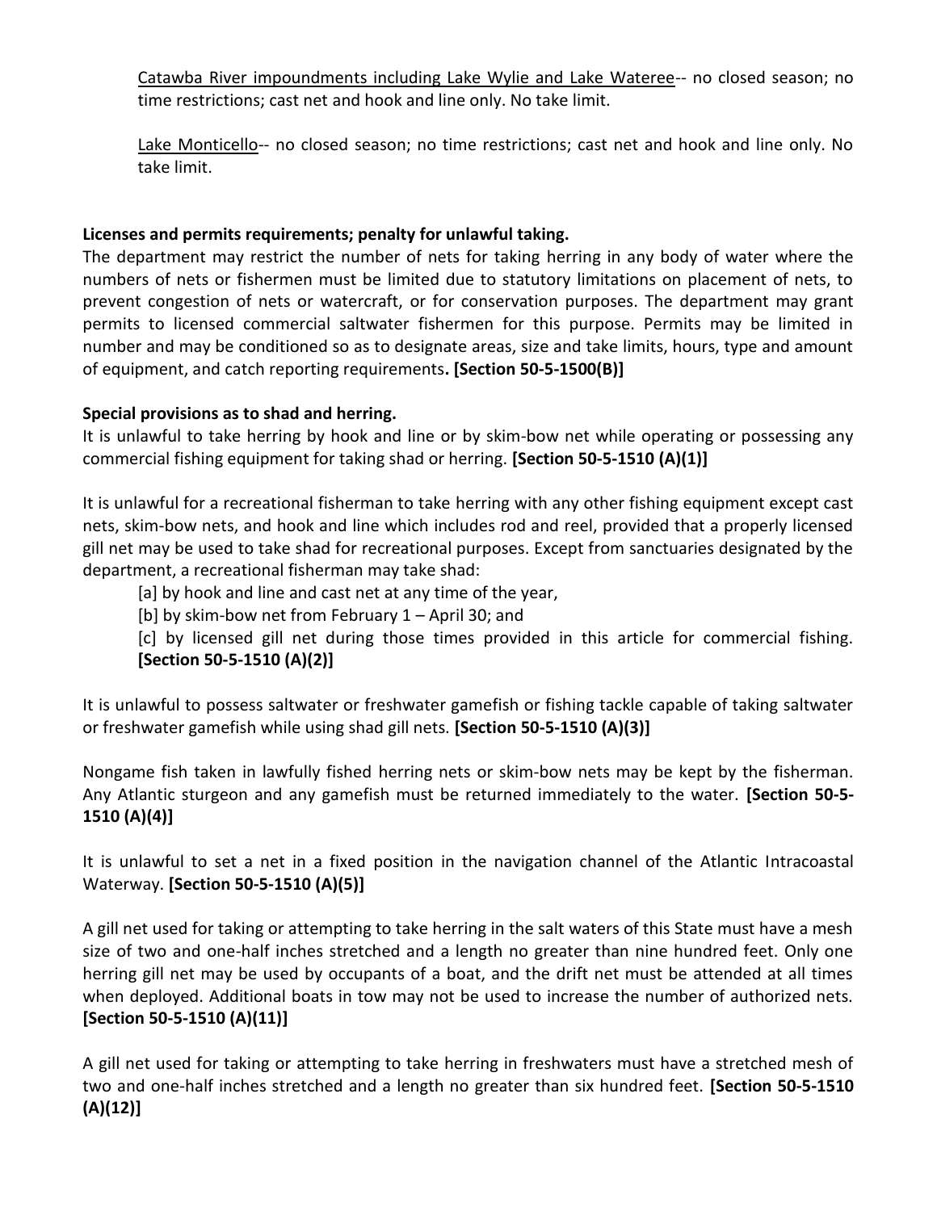<u>Catawba River impoundments including Lake Wylie and Lake Wateree</u>-- no closed season; no time restrictions; cast net and hook and line only. No take limit.

<u>Lake Monticello</u>-- no closed season; no time restrictions; cast net and hook and line only. No take limit.

**Licenses and permits requirements; penalty for unlawful taking.**

The department may restrict the number of nets for taking herring in any body of water where the numbers of nets or fishermen must be limited due to statutory limitations on placement of nets, to prevent congestion of nets or watercraft, or for conservation purposes. The department may grant permits to licensed commercial saltwater fishermen for this purpose. Permits may be limited in number and may be conditioned so as to designate areas, size and take limits, hours, type and amount of equipment, and catch reporting requirements**. [Section 50-5-1500(B)]**

**Special provisions as to shad and herring.**

It is unlawful to take herring by hook and line or by skim-bow net while operating or possessing any commercial fishing equipment for taking shad or herring. **[Section 50-5-1510 (A)(1)]**

It is unlawful for a recreational fisherman to take herring with any other fishing equipment except cast nets, skim-bow nets, and hook and line which includes rod and reel, provided that a properly licensed gill net may be used to take shad for recreational purposes. Except from sanctuaries designated by the department, a recreational fisherman may take shad:

[a] by hook and line and cast net at any time of the year,

[b] by skim-bow net from February 1 – April 30; and

[c] by licensed gill net during those times provided in this article for commercial fishing. **[Section 50-5-1510 (A)(2)]**

It is unlawful to possess saltwater or freshwater gamefish or fishing tackle capable of taking saltwater or freshwater gamefish while using shad gill nets. **[Section 50-5-1510 (A)(3)]**

Nongame fish taken in lawfully fished herring nets or skim-bow nets may be kept by the fisherman. Any Atlantic sturgeon and any gamefish must be returned immediately to the water. **[Section 50-5-1510 (A)(4)]**

It is unlawful to set a net in a fixed position in the navigation channel of the Atlantic Intracoastal Waterway. **[Section 50-5-1510 (A)(5)]**

A gill net used for taking or attempting to take herring in the salt waters of this State must have a mesh size of two and one-half inches stretched and a length no greater than nine hundred feet. Only one herring gill net may be used by occupants of a boat, and the drift net must be attended at all times when deployed. Additional boats in tow may not be used to increase the number of authorized nets. **[Section 50-5-1510 (A)(11)]**

A gill net used for taking or attempting to take herring in freshwaters must have a stretched mesh of two and one-half inches stretched and a length no greater than six hundred feet. **[Section 50-5-1510 (A)(12)]**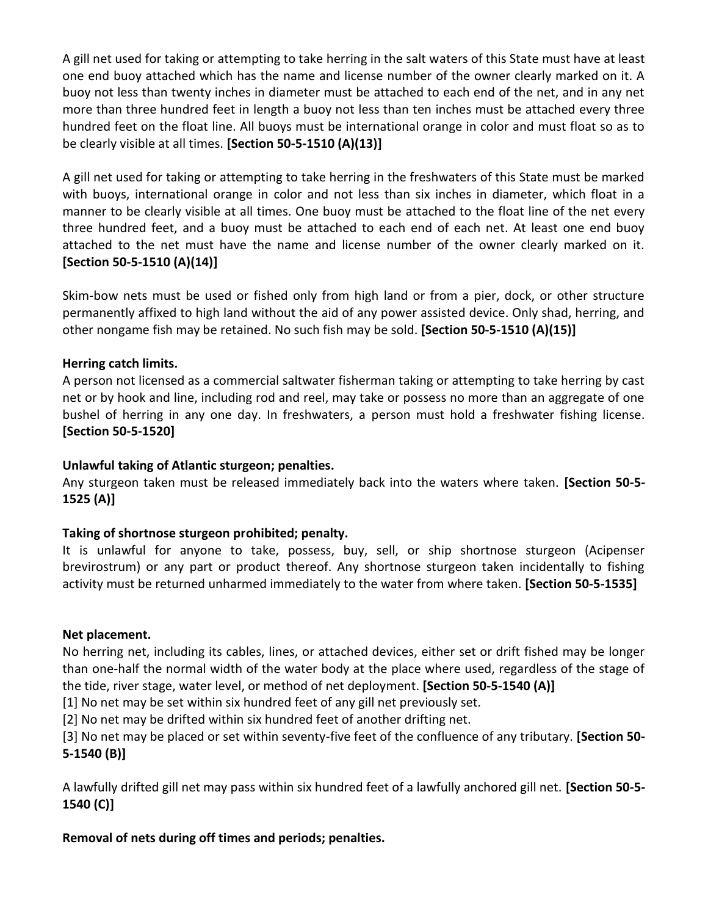A gill net used for taking or attempting to take herring in the salt waters of this State must have at least one end buoy attached which has the name and license number of the owner clearly marked on it. A buoy not less than twenty inches in diameter must be attached to each end of the net, and in any net more than three hundred feet in length a buoy not less than ten inches must be attached every three hundred feet on the float line. All buoys must be international orange in color and must float so as to be clearly visible at all times. **[Section 50-5-1510 (A)(13)]**

A gill net used for taking or attempting to take herring in the freshwaters of this State must be marked with buoys, international orange in color and not less than six inches in diameter, which float in a manner to be clearly visible at all times. One buoy must be attached to the float line of the net every three hundred feet, and a buoy must be attached to each end of each net. At least one end buoy attached to the net must have the name and license number of the owner clearly marked on it. **[Section 50-5-1510 (A)(14)]**

Skim-bow nets must be used or fished only from high land or from a pier, dock, or other structure permanently affixed to high land without the aid of any power assisted device. Only shad, herring, and other nongame fish may be retained. No such fish may be sold. **[Section 50-5-1510 (A)(15)]**

**Herring catch limits.**
A person not licensed as a commercial saltwater fisherman taking or attempting to take herring by cast net or by hook and line, including rod and reel, may take or possess no more than an aggregate of one bushel of herring in any one day. In freshwaters, a person must hold a freshwater fishing license. **[Section 50-5-1520]**

**Unlawful taking of Atlantic sturgeon; penalties.**
Any sturgeon taken must be released immediately back into the waters where taken. **[Section 50-5-1525 (A)]**

**Taking of shortnose sturgeon prohibited; penalty.**
It is unlawful for anyone to take, possess, buy, sell, or ship shortnose sturgeon (Acipenser brevirostrum) or any part or product thereof. Any shortnose sturgeon taken incidentally to fishing activity must be returned unharmed immediately to the water from where taken. **[Section 50-5-1535]**

**Net placement.**
No herring net, including its cables, lines, or attached devices, either set or drift fished may be longer than one-half the normal width of the water body at the place where used, regardless of the stage of the tide, river stage, water level, or method of net deployment. **[Section 50-5-1540 (A)]**

[1] No net may be set within six hundred feet of any gill net previously set.
[2] No net may be drifted within six hundred feet of another drifting net.
[3] No net may be placed or set within seventy-five feet of the confluence of any tributary. **[Section 50-5-1540 (B)]**

A lawfully drifted gill net may pass within six hundred feet of a lawfully anchored gill net. **[Section 50-5-1540 (C)]**

**Removal of nets during off times and periods; penalties.**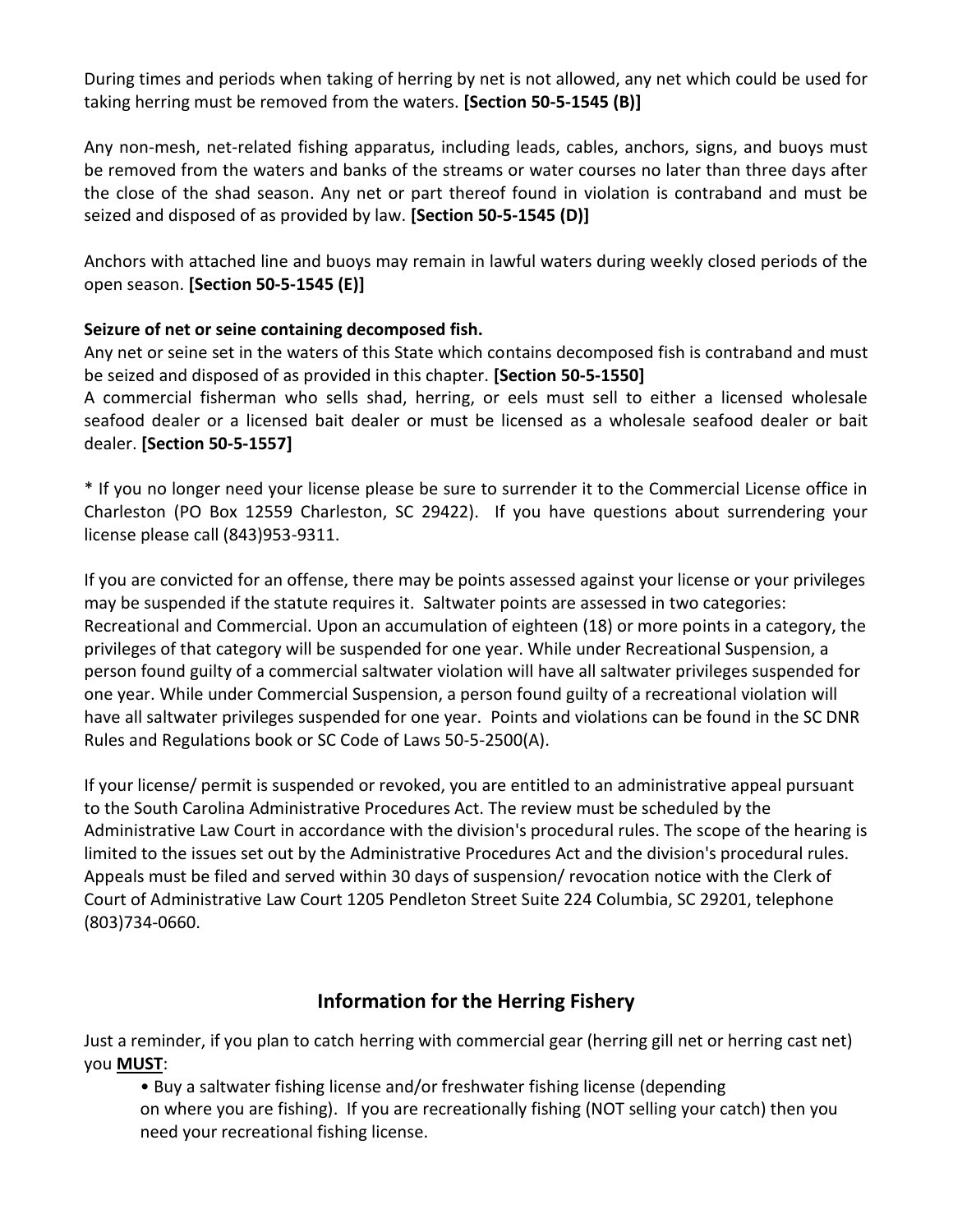During times and periods when taking of herring by net is not allowed, any net which could be used for taking herring must be removed from the waters. **[Section 50-5-1545 (B)]**

Any non-mesh, net-related fishing apparatus, including leads, cables, anchors, signs, and buoys must be removed from the waters and banks of the streams or water courses no later than three days after the close of the shad season. Any net or part thereof found in violation is contraband and must be seized and disposed of as provided by law. **[Section 50-5-1545 (D)]**

Anchors with attached line and buoys may remain in lawful waters during weekly closed periods of the open season. **[Section 50-5-1545 (E)]**

**Seizure of net or seine containing decomposed fish.**
Any net or seine set in the waters of this State which contains decomposed fish is contraband and must be seized and disposed of as provided in this chapter. **[Section 50-5-1550]**
A commercial fisherman who sells shad, herring, or eels must sell to either a licensed wholesale seafood dealer or a licensed bait dealer or must be licensed as a wholesale seafood dealer or bait dealer. **[Section 50-5-1557]**

* If you no longer need your license please be sure to surrender it to the Commercial License office in Charleston (PO Box 12559 Charleston, SC 29422). If you have questions about surrendering your license please call (843)953-9311.

If you are convicted for an offense, there may be points assessed against your license or your privileges may be suspended if the statute requires it. Saltwater points are assessed in two categories: Recreational and Commercial. Upon an accumulation of eighteen (18) or more points in a category, the privileges of that category will be suspended for one year. While under Recreational Suspension, a person found guilty of a commercial saltwater violation will have all saltwater privileges suspended for one year. While under Commercial Suspension, a person found guilty of a recreational violation will have all saltwater privileges suspended for one year. Points and violations can be found in the SC DNR Rules and Regulations book or SC Code of Laws 50-5-2500(A).

If your license/ permit is suspended or revoked, you are entitled to an administrative appeal pursuant to the South Carolina Administrative Procedures Act. The review must be scheduled by the Administrative Law Court in accordance with the division's procedural rules. The scope of the hearing is limited to the issues set out by the Administrative Procedures Act and the division's procedural rules. Appeals must be filed and served within 30 days of suspension/ revocation notice with the Clerk of Court of Administrative Law Court 1205 Pendleton Street Suite 224 Columbia, SC 29201, telephone (803)734-0660.

## Information for the Herring Fishery

Just a reminder, if you plan to catch herring with commercial gear (herring gill net or herring cast net) you **<u>MUST</u>**:

- Buy a saltwater fishing license and/or freshwater fishing license (depending on where you are fishing). If you are recreationally fishing (NOT selling your catch) then you need your recreational fishing license.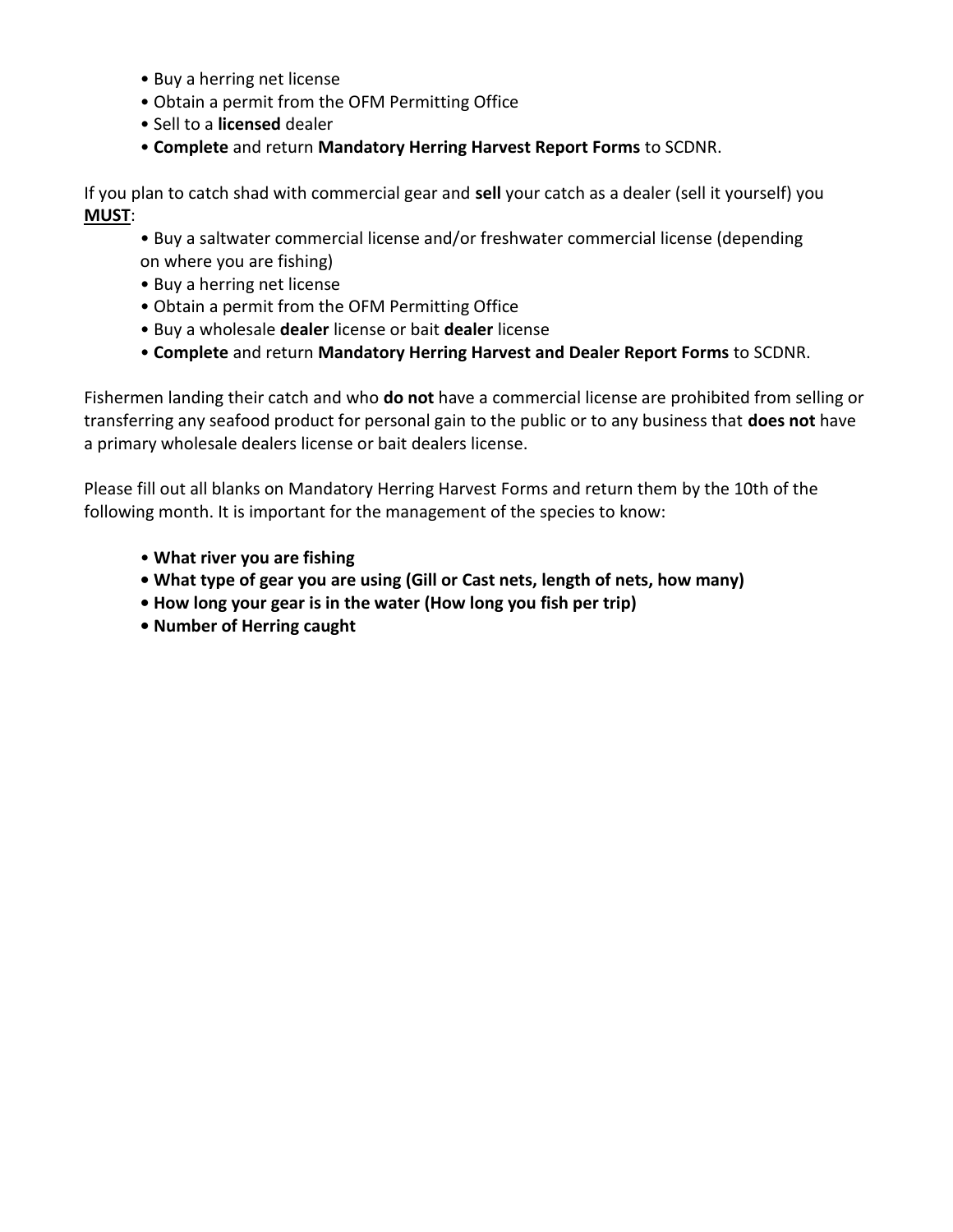- Buy a herring net license
- Obtain a permit from the OFM Permitting Office
- Sell to a **licensed** dealer
- **Complete** and return **Mandatory Herring Harvest Report Forms** to SCDNR.

If you plan to catch shad with commercial gear and **sell** your catch as a dealer (sell it yourself) you **<u>MUST</u>**:

- Buy a saltwater commercial license and/or freshwater commercial license (depending on where you are fishing)
- Buy a herring net license
- Obtain a permit from the OFM Permitting Office
- Buy a wholesale **dealer** license or bait **dealer** license
- **Complete** and return **Mandatory Herring Harvest and Dealer Report Forms** to SCDNR.

Fishermen landing their catch and who **do not** have a commercial license are prohibited from selling or transferring any seafood product for personal gain to the public or to any business that **does not** have a primary wholesale dealers license or bait dealers license.

Please fill out all blanks on Mandatory Herring Harvest Forms and return them by the 10th of the following month. It is important for the management of the species to know:

- **What river you are fishing**
- **What type of gear you are using (Gill or Cast nets, length of nets, how many)**
- **How long your gear is in the water (How long you fish per trip)**
- **Number of Herring caught**